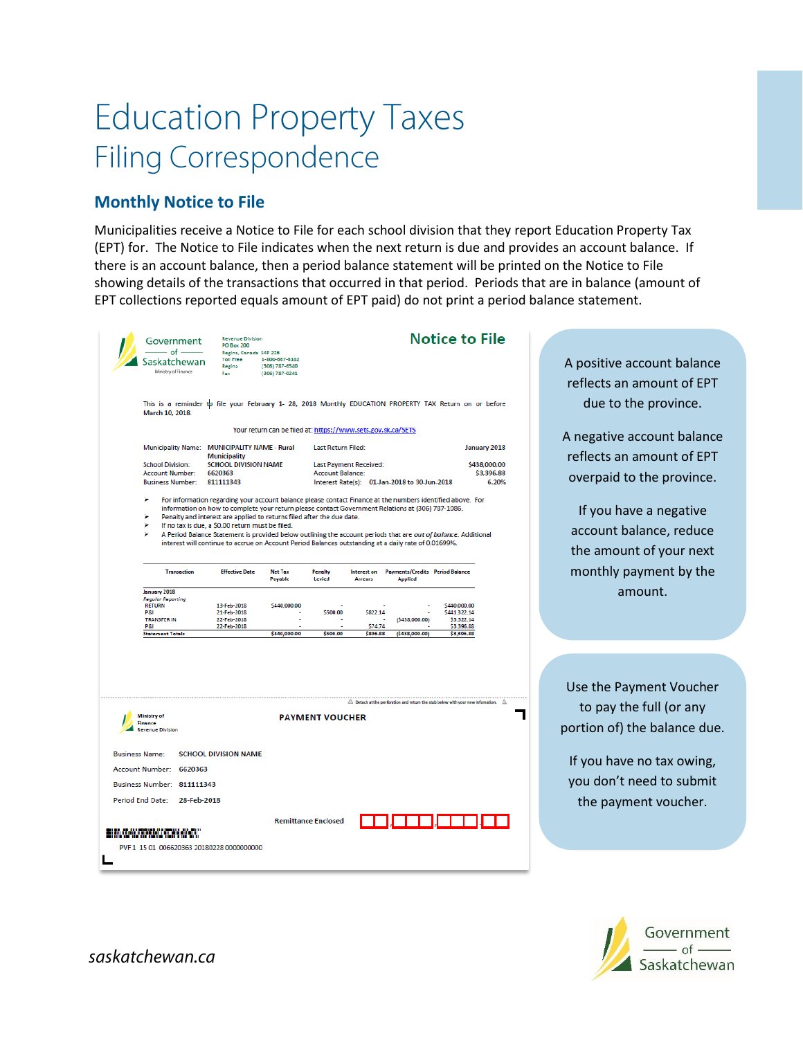# Education Property Taxes

## Filing Correspondence

### Monthly Notice to File

Municipalities receive a Notice to File for each school division that they report Education Property Tax (EPT) for. The Notice to File indicates when the next return is due and provides an account balance. If there is an account balance, then a period balance statement will be printed on the Notice to File showing details of the transactions that occurred in that period. Periods that are in balance (amount of EPT collections reported equals amount of EPT paid) do not print a period balance statement.

Government of Saskatchewan
Ministry of Finance

Revenue Division
PO Box 200
Regina, Canada S4P 2Z6
Toll Free 1-800-667-6102
Regina (306) 787-6540
Fax (306) 787-0241

**Notice to File**

This is a reminder to file your February 1- 28, 2018 Monthly EDUCATION PROPERTY TAX Return on or before March 10, 2018.

Your return can be filed at: https://www.sets.gov.sk.ca/SETS

| | | | |
|---|---|---|---|
| Municipality Name: | MUNICIPALITY NAME - Rural Municipality | Last Return Filed: | January 2018 |
| School Division: | SCHOOL DIVISION NAME | Last Payment Received: | $438,000.00 |
| Account Number: | 6620363 | Account Balance: | $3,396.88 |
| Business Number: | 811111343 | Interest Rate(s): 01-Jan-2018 to 30-Jun-2018 | 6.20% |

- For information regarding your account balance please contact Finance at the numbers identified above. For information on how to complete your return please contact Government Relations at (306) 787-1086.
- Penalty and interest are applied to returns filed after the due date.
- If no tax is due, a $0.00 return must be filed.
- A Period Balance Statement is provided below outlining the account periods that are *out of balance*. Additional interest will continue to accrue on Account Period Balances outstanding at a daily rate of 0.01699%.

| Transaction | Effective Date | Net Tax Payable | Penalty Levied | Interest on Arrears | Payments/Credits Applied | Period Balance |
|---|---|---|---|---|---|---|
| January 2018 | | | | | | |
| *Regular Reporting* | | | | | | |
| RETURN | 13-Feb-2018 | $440,000.00 | - | - | - | $440,000.00 |
| P&I | 21-Feb-2018 | - | $500.00 | $822.14 | - | $441,322.14 |
| TRANSFER IN | 22-Feb-2018 | - | - | - | ($438,000.00) | $3,322.14 |
| P&I | 22-Feb-2018 | - | - | $74.74 | - | $3,396.88 |
| Statement Totals | | $440,000.00 | $500.00 | $896.88 | ($438,000.00) | $3,396.88 |

Detach at the perforation and return the stub below with your new information.

Ministry of Finance
Revenue Division

**PAYMENT VOUCHER**

Business Name: SCHOOL DIVISION NAME
Account Number: 6620363
Business Number: 811111343
Period End Date: 28-Feb-2018

Remittance Enclosed

PVF 1 15 01 006620363 20180228 0000000000

A positive account balance reflects an amount of EPT due to the province.

A negative account balance reflects an amount of EPT overpaid to the province.

If you have a negative account balance, reduce the amount of your next monthly payment by the amount.

Use the Payment Voucher to pay the full (or any portion of) the balance due.

If you have no tax owing, you don't need to submit the payment voucher.

*saskatchewan.ca*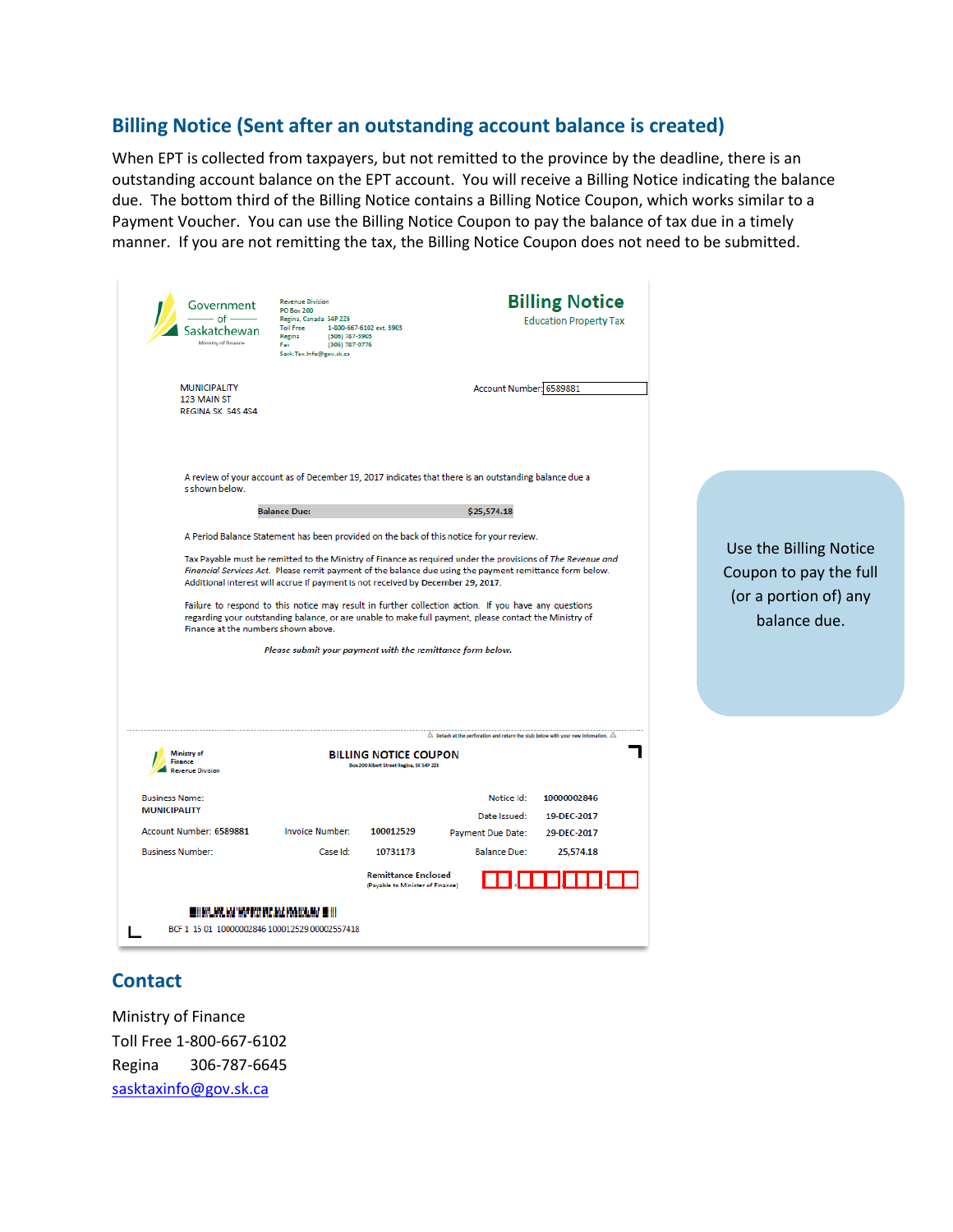## Billing Notice (Sent after an outstanding account balance is created)

When EPT is collected from taxpayers, but not remitted to the province by the deadline, there is an outstanding account balance on the EPT account. You will receive a Billing Notice indicating the balance due. The bottom third of the Billing Notice contains a Billing Notice Coupon, which works similar to a Payment Voucher. You can use the Billing Notice Coupon to pay the balance of tax due in a timely manner. If you are not remitting the tax, the Billing Notice Coupon does not need to be submitted.

Government of Saskatchewan
Ministry of Finance

Revenue Division
PO Box 200
Regina, Canada S4P 2Z6
Toll Free 1-800-667-6102 ext. 3903
Regina (306) 787-3905
Fax (306) 787-0776
Sask.Tax.Info@gov.sk.ca

**Billing Notice**
Education Property Tax

MUNICIPALITY
123 MAIN ST
REGINA SK S4S 4S4

Account Number: 6589881

A review of your account as of December 19, 2017 indicates that there is an outstanding balance due as shown below.

**Balance Due:** **$25,574.18**

A Period Balance Statement has been provided on the back of this notice for your review.

Tax Payable must be remitted to the Ministry of Finance as required under the provisions of *The Revenue and Financial Services Act*. Please remit payment of the balance due using the payment remittance form below. Additional interest will accrue if payment is not received by **December 29, 2017**.

Failure to respond to this notice may result in further collection action. If you have any questions regarding your outstanding balance, or are unable to make full payment, please contact the Ministry of Finance at the numbers shown above.

***Please submit your payment with the remittance form below.***

Detach at the perforation and return the stub below with your new information.

Ministry of Finance
Revenue Division

**BILLING NOTICE COUPON**
Box 200 Albert Street Regina, SK S4P 2Z6

Business Name: **MUNICIPALITY**

Notice Id: 10000002846
Date Issued: 19-DEC-2017
Account Number: 6589881
Invoice Number: 100012529
Payment Due Date: 29-DEC-2017
Business Number:
Case Id: 10731173
Balance Due: 25,574.18

**Remittance Enclosed**
(Payable to Minister of Finance)

BCF 1 15 01 10000002846 100012529 00002557418

Use the Billing Notice Coupon to pay the full (or a portion of) any balance due.

## Contact

Ministry of Finance
Toll Free 1-800-667-6102
Regina 306-787-6645
sasktaxinfo@gov.sk.ca